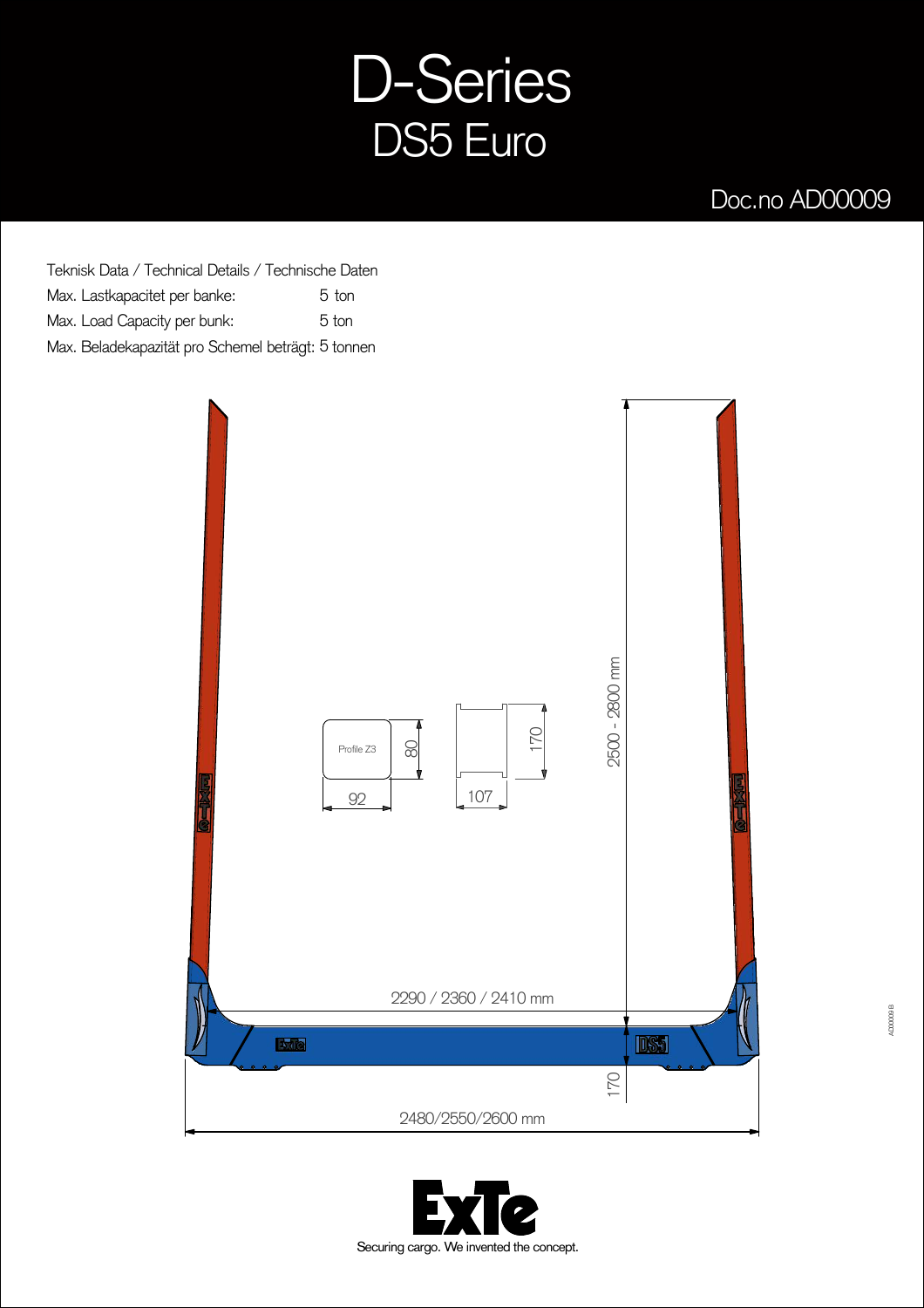# D-Series
## DS5 Euro

Doc.no AD00009

Teknisk Data / Technical Details / Technische Daten

| | |
|---|---|
| Max. Lastkapacitet per banke: | 5 ton |
| Max. Load Capacity per bunk: | 5 ton |
| Max. Beladekapazität pro Schemel beträgt: | 5 tonnen |

Profile Z3

92

80

107

170

2500 - 2800 mm

2290 / 2360 / 2410 mm

170

2480/2550/2600 mm

AD00009 B

ExTe

Securing cargo. We invented the concept.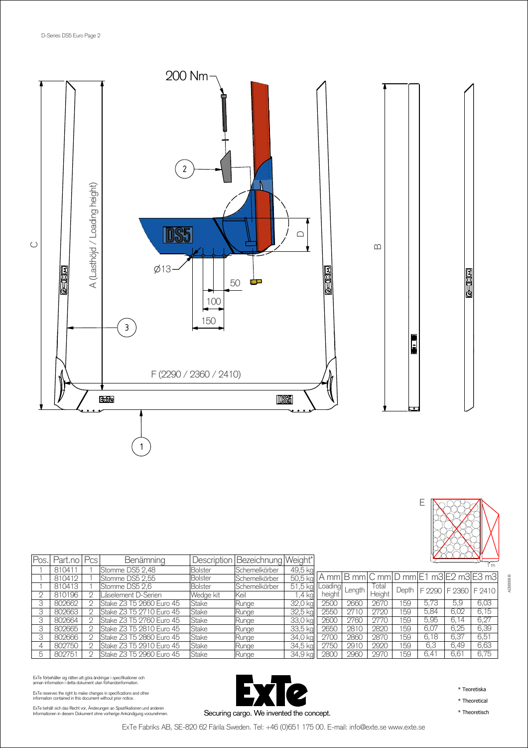200 Nm

Ø13

50

100

150

A (Lasthöjd / Loading height)

C

B

D

F (2290 / 2360 / 2410)

E

1 m

| Pos. | Part.no | Pcs | Benämning | Description | Bezeichnung | Weight* |
|---|---|---|---|---|---|---|
| 1 | 810411 | 1 | Stomme DS5 2,48 | Bolster | Schemelkörber | 49,5 kg |
| 1 | 810412 | 1 | Stomme DS5 2,55 | Bolster | Schemelkörber | 50,5 kg |
| 1 | 810413 | 1 | Stomme DS5 2,6 | Bolster | Schemelkörber | 51,5 kg |
| 2 | 810196 | 2 | Låselement D-Serien | Wedge kit | Keil | 1,4 kg |
| 3 | 802662 | 2 | Stake Z3 T5 2660 Euro 45 | Stake | Runge | 32,0 kg |
| 3 | 802663 | 2 | Stake Z3 T5 2710 Euro 45 | Stake | Runge | 32,5 kg |
| 3 | 802664 | 2 | Stake Z3 T5 2760 Euro 45 | Stake | Runge | 33,0 kg |
| 3 | 802665 | 2 | Stake Z3 T5 2810 Euro 45 | Stake | Runge | 33,5 kg |
| 3 | 802666 | 2 | Stake Z3 T5 2860 Euro 45 | Stake | Runge | 34,0 kg |
| 4 | 802750 | 2 | Stake Z3 T5 2910 Euro 45 | Stake | Runge | 34,5 kg |
| 5 | 802751 | 2 | Stake Z3 T5 2960 Euro 45 | Stake | Runge | 34,9 kg |

| A mm | B mm | C mm | D mm | E1 m3 | E2 m3 | E3 m3 |
|---|---|---|---|---|---|---|
| Loading height | Length | Total Height | Depth | F 2290 | F 2360 | F 2410 |
| 2500 | 2660 | 2670 | 159 | 5,73 | 5,9 | 6,03 |
| 2550 | 2710 | 2720 | 159 | 5,84 | 6,02 | 6,15 |
| 2600 | 2760 | 2770 | 159 | 5,95 | 6,14 | 6,27 |
| 2650 | 2810 | 2820 | 159 | 6,07 | 6,25 | 6,39 |
| 2700 | 2860 | 2870 | 159 | 6,18 | 6,37 | 6,51 |
| 2750 | 2910 | 2920 | 159 | 6,3 | 6,49 | 6,63 |
| 2800 | 2960 | 2970 | 159 | 6,41 | 6,61 | 6,75 |

ExTe förbehåller sig rätten att göra ändringar i specifikationer och annan information i detta dokument utan förhandsinformation.

ExTe reserves the right to make changes in specifications and other information contained in this document without prior notice.

ExTe behält sich das Recht vor, Änderungen an Spezifikationen und anderen Informationen in diesem Dokument ohne vorherige Ankündigung vorzunehmen.

Securing cargo. We invented the concept.

\* Teoretiska

\* Theoretical

\* Theoretisch

ExTe Fabriks AB, SE-820 62 Färila Sweden. Tel: +46 (0)651 175 00. E-mail: info@exte.se www.exte.se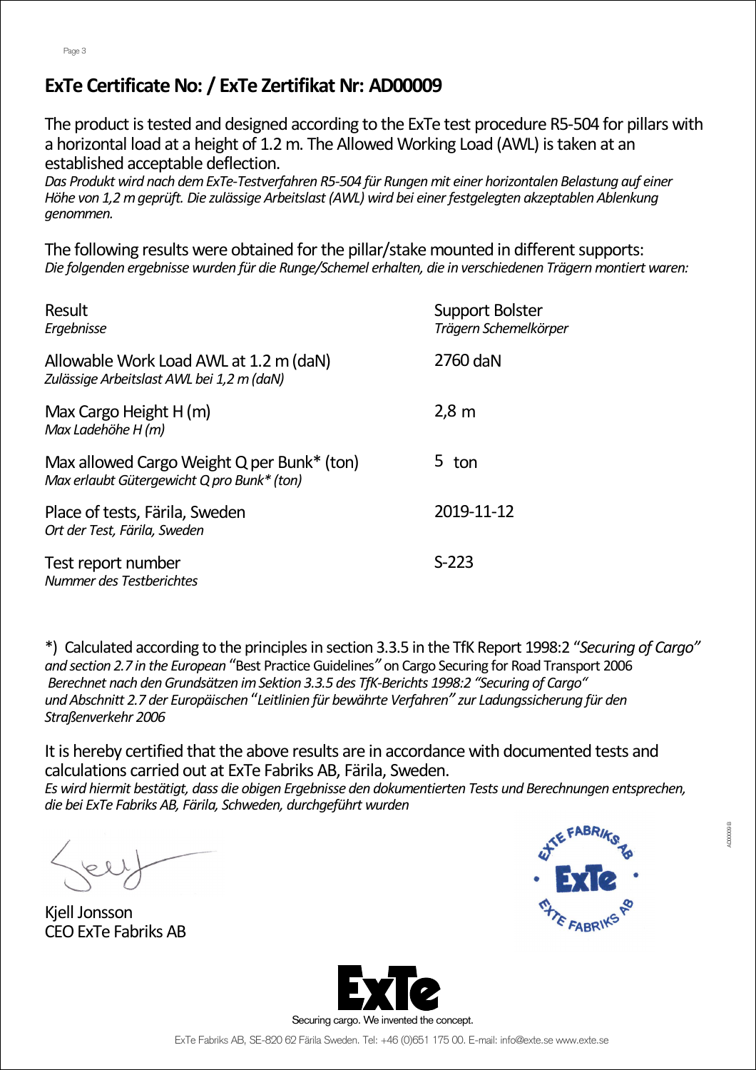## ExTe Certificate No: / ExTe Zertifikat Nr: AD00009

The product is tested and designed according to the ExTe test procedure R5-504 for pillars with a horizontal load at a height of 1.2 m. The Allowed Working Load (AWL) is taken at an established acceptable deflection.
*Das Produkt wird nach dem ExTe-Testverfahren R5-504 für Rungen mit einer horizontalen Belastung auf einer Höhe von 1,2 m geprüft. Die zulässige Arbeitslast (AWL) wird bei einer festgelegten akzeptablen Ablenkung genommen.*

The following results were obtained for the pillar/stake mounted in different supports:
*Die folgenden ergebnisse wurden für die Runge/Schemel erhalten, die in verschiedenen Trägern montiert waren:*

| Result<br>*Ergebnisse* | Support Bolster<br>*Trägern Schemelkörper* |
|---|---|
| Allowable Work Load AWL at 1.2 m (daN)<br>*Zulässige Arbeitslast AWL bei 1,2 m (daN)* | 2760 daN |
| Max Cargo Height H (m)<br>*Max Ladehöhe H (m)* | 2,8 m |
| Max allowed Cargo Weight Q per Bunk* (ton)<br>*Max erlaubt Gütergewicht Q pro Bunk* (ton)* | 5 ton |
| Place of tests, Färila, Sweden<br>*Ort der Test, Färila, Sweden* | 2019-11-12 |
| Test report number<br>*Nummer des Testberichtes* | S-223 |

*) Calculated according to the principles in section 3.3.5 in the TfK Report 1998:2 "*Securing of Cargo*" *and section 2.7 in the European* "Best Practice Guidelines" on Cargo Securing for Road Transport 2006
*Berechnet nach den Grundsätzen im Sektion 3.3.5 des TfK-Berichts 1998:2 "Securing of Cargo" und Abschnitt 2.7 der Europäischen "Leitlinien für bewährte Verfahren" zur Ladungssicherung für den Straßenverkehr 2006*

It is hereby certified that the above results are in accordance with documented tests and calculations carried out at ExTe Fabriks AB, Färila, Sweden.
*Es wird hiermit bestätigt, dass die obigen Ergebnisse den dokumentierten Tests und Berechnungen entsprechen, die bei ExTe Fabriks AB, Färila, Schweden, durchgeführt wurden*

Kjell Jonsson
CEO ExTe Fabriks AB

Securing cargo. We invented the concept.

ExTe Fabriks AB, SE-820 62 Färila Sweden. Tel: +46 (0)651 175 00. E-mail: info@exte.se www.exte.se